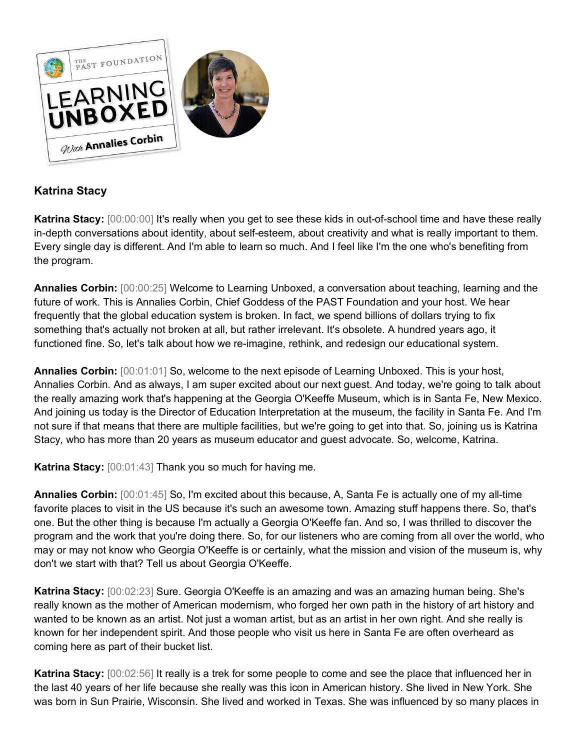**Katrina Stacy**

**Katrina Stacy:** [00:00:00] It's really when you get to see these kids in out-of-school time and have these really in-depth conversations about identity, about self-esteem, about creativity and what is really important to them. Every single day is different. And I'm able to learn so much. And I feel like I'm the one who's benefiting from the program.

**Annalies Corbin:** [00:00:25] Welcome to Learning Unboxed, a conversation about teaching, learning and the future of work. This is Annalies Corbin, Chief Goddess of the PAST Foundation and your host. We hear frequently that the global education system is broken. In fact, we spend billions of dollars trying to fix something that's actually not broken at all, but rather irrelevant. It's obsolete. A hundred years ago, it functioned fine. So, let's talk about how we re-imagine, rethink, and redesign our educational system.

**Annalies Corbin:** [00:01:01] So, welcome to the next episode of Learning Unboxed. This is your host, Annalies Corbin. And as always, I am super excited about our next guest. And today, we're going to talk about the really amazing work that's happening at the Georgia O'Keeffe Museum, which is in Santa Fe, New Mexico. And joining us today is the Director of Education Interpretation at the museum, the facility in Santa Fe. And I'm not sure if that means that there are multiple facilities, but we're going to get into that. So, joining us is Katrina Stacy, who has more than 20 years as museum educator and guest advocate. So, welcome, Katrina.

**Katrina Stacy:** [00:01:43] Thank you so much for having me.

**Annalies Corbin:** [00:01:45] So, I'm excited about this because, A, Santa Fe is actually one of my all-time favorite places to visit in the US because it's such an awesome town. Amazing stuff happens there. So, that's one. But the other thing is because I'm actually a Georgia O'Keeffe fan. And so, I was thrilled to discover the program and the work that you're doing there. So, for our listeners who are coming from all over the world, who may or may not know who Georgia O'Keeffe is or certainly, what the mission and vision of the museum is, why don't we start with that? Tell us about Georgia O'Keeffe.

**Katrina Stacy:** [00:02:23] Sure. Georgia O'Keeffe is an amazing and was an amazing human being. She's really known as the mother of American modernism, who forged her own path in the history of art history and wanted to be known as an artist. Not just a woman artist, but as an artist in her own right. And she really is known for her independent spirit. And those people who visit us here in Santa Fe are often overheard as coming here as part of their bucket list.

**Katrina Stacy:** [00:02:56] It really is a trek for some people to come and see the place that influenced her in the last 40 years of her life because she really was this icon in American history. She lived in New York. She was born in Sun Prairie, Wisconsin. She lived and worked in Texas. She was influenced by so many places in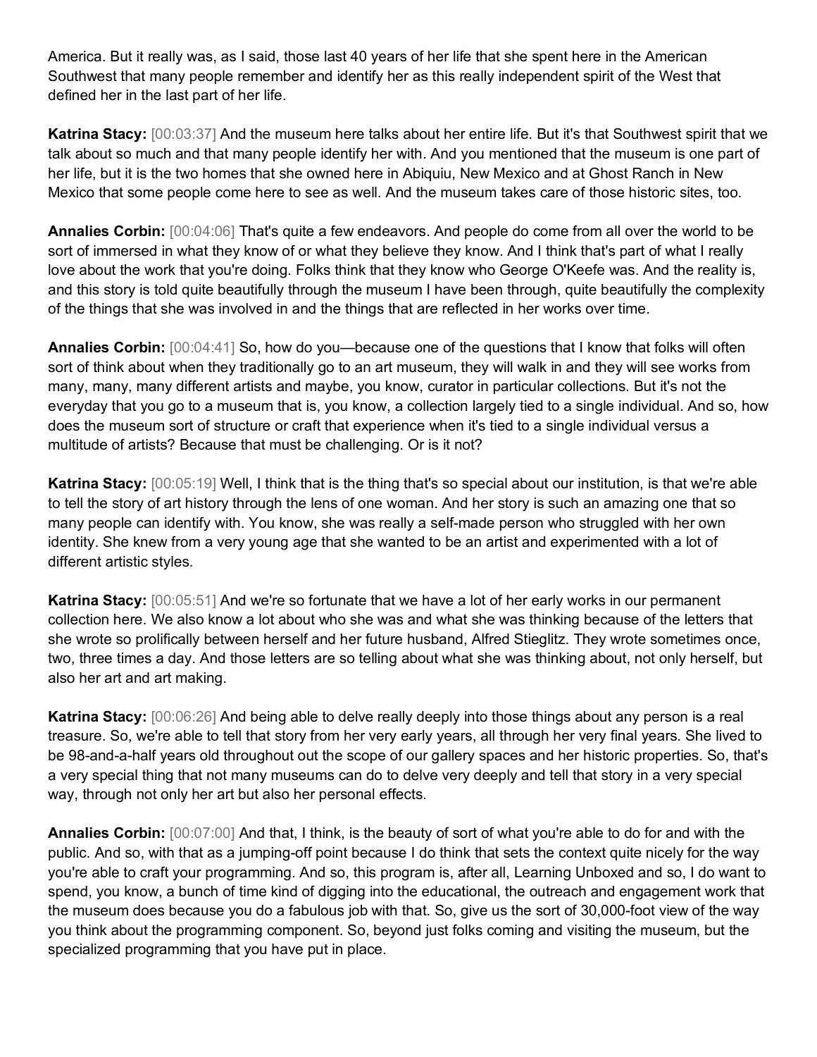America. But it really was, as I said, those last 40 years of her life that she spent here in the American Southwest that many people remember and identify her as this really independent spirit of the West that defined her in the last part of her life.

**Katrina Stacy:** [00:03:37] And the museum here talks about her entire life. But it's that Southwest spirit that we talk about so much and that many people identify her with. And you mentioned that the museum is one part of her life, but it is the two homes that she owned here in Abiquiu, New Mexico and at Ghost Ranch in New Mexico that some people come here to see as well. And the museum takes care of those historic sites, too.

**Annalies Corbin:** [00:04:06] That's quite a few endeavors. And people do come from all over the world to be sort of immersed in what they know of or what they believe they know. And I think that's part of what I really love about the work that you're doing. Folks think that they know who George O'Keefe was. And the reality is, and this story is told quite beautifully through the museum I have been through, quite beautifully the complexity of the things that she was involved in and the things that are reflected in her works over time.

**Annalies Corbin:** [00:04:41] So, how do you—because one of the questions that I know that folks will often sort of think about when they traditionally go to an art museum, they will walk in and they will see works from many, many, many different artists and maybe, you know, curator in particular collections. But it's not the everyday that you go to a museum that is, you know, a collection largely tied to a single individual. And so, how does the museum sort of structure or craft that experience when it's tied to a single individual versus a multitude of artists? Because that must be challenging. Or is it not?

**Katrina Stacy:** [00:05:19] Well, I think that is the thing that's so special about our institution, is that we're able to tell the story of art history through the lens of one woman. And her story is such an amazing one that so many people can identify with. You know, she was really a self-made person who struggled with her own identity. She knew from a very young age that she wanted to be an artist and experimented with a lot of different artistic styles.

**Katrina Stacy:** [00:05:51] And we're so fortunate that we have a lot of her early works in our permanent collection here. We also know a lot about who she was and what she was thinking because of the letters that she wrote so prolifically between herself and her future husband, Alfred Stieglitz. They wrote sometimes once, two, three times a day. And those letters are so telling about what she was thinking about, not only herself, but also her art and art making.

**Katrina Stacy:** [00:06:26] And being able to delve really deeply into those things about any person is a real treasure. So, we're able to tell that story from her very early years, all through her very final years. She lived to be 98-and-a-half years old throughout out the scope of our gallery spaces and her historic properties. So, that's a very special thing that not many museums can do to delve very deeply and tell that story in a very special way, through not only her art but also her personal effects.

**Annalies Corbin:** [00:07:00] And that, I think, is the beauty of sort of what you're able to do for and with the public. And so, with that as a jumping-off point because I do think that sets the context quite nicely for the way you're able to craft your programming. And so, this program is, after all, Learning Unboxed and so, I do want to spend, you know, a bunch of time kind of digging into the educational, the outreach and engagement work that the museum does because you do a fabulous job with that. So, give us the sort of 30,000-foot view of the way you think about the programming component. So, beyond just folks coming and visiting the museum, but the specialized programming that you have put in place.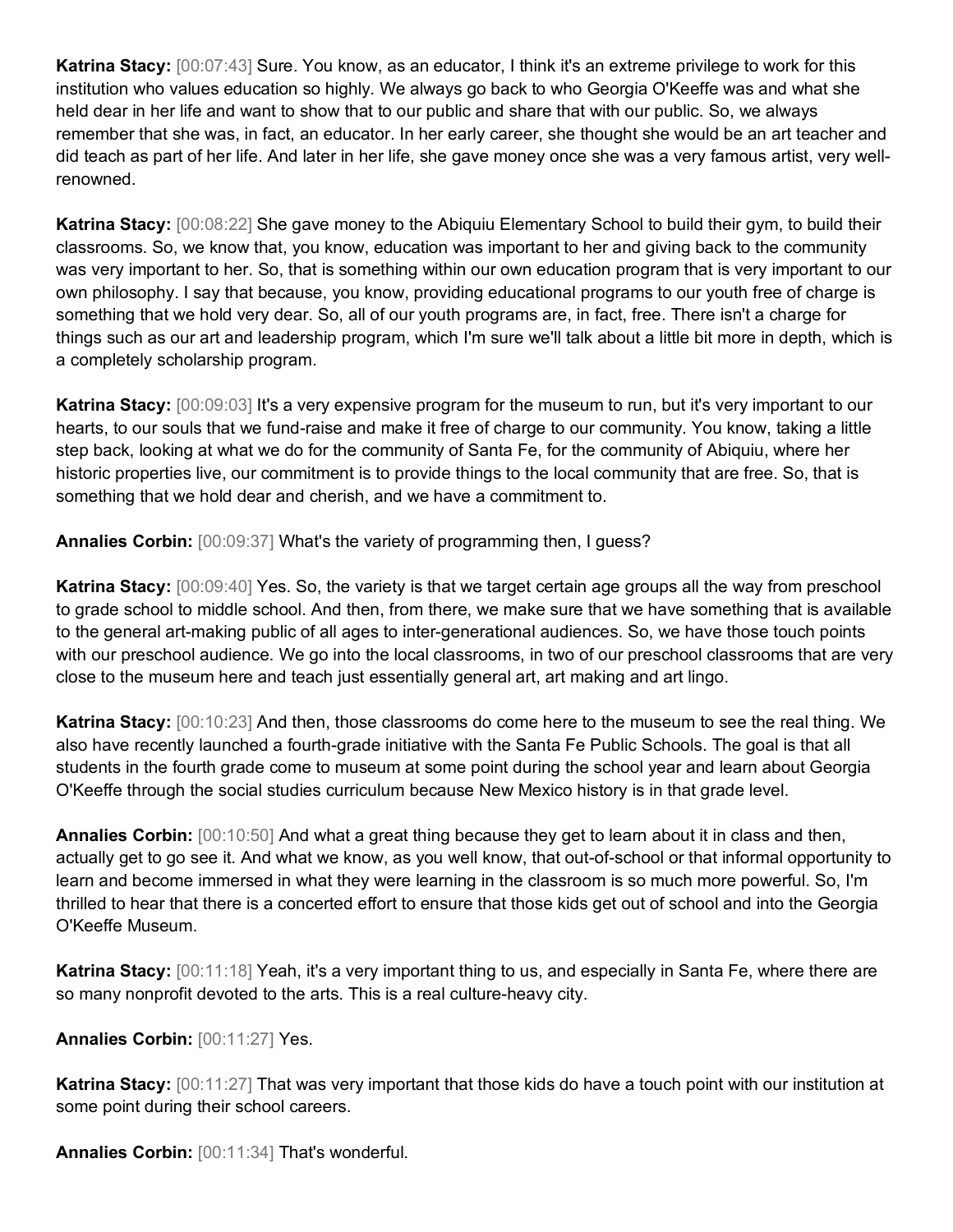**Katrina Stacy:** [00:07:43] Sure. You know, as an educator, I think it's an extreme privilege to work for this institution who values education so highly. We always go back to who Georgia O'Keeffe was and what she held dear in her life and want to show that to our public and share that with our public. So, we always remember that she was, in fact, an educator. In her early career, she thought she would be an art teacher and did teach as part of her life. And later in her life, she gave money once she was a very famous artist, very well-renowned.

**Katrina Stacy:** [00:08:22] She gave money to the Abiquiu Elementary School to build their gym, to build their classrooms. So, we know that, you know, education was important to her and giving back to the community was very important to her. So, that is something within our own education program that is very important to our own philosophy. I say that because, you know, providing educational programs to our youth free of charge is something that we hold very dear. So, all of our youth programs are, in fact, free. There isn't a charge for things such as our art and leadership program, which I'm sure we'll talk about a little bit more in depth, which is a completely scholarship program.

**Katrina Stacy:** [00:09:03] It's a very expensive program for the museum to run, but it's very important to our hearts, to our souls that we fund-raise and make it free of charge to our community. You know, taking a little step back, looking at what we do for the community of Santa Fe, for the community of Abiquiu, where her historic properties live, our commitment is to provide things to the local community that are free. So, that is something that we hold dear and cherish, and we have a commitment to.

**Annalies Corbin:** [00:09:37] What's the variety of programming then, I guess?

**Katrina Stacy:** [00:09:40] Yes. So, the variety is that we target certain age groups all the way from preschool to grade school to middle school. And then, from there, we make sure that we have something that is available to the general art-making public of all ages to inter-generational audiences. So, we have those touch points with our preschool audience. We go into the local classrooms, in two of our preschool classrooms that are very close to the museum here and teach just essentially general art, art making and art lingo.

**Katrina Stacy:** [00:10:23] And then, those classrooms do come here to the museum to see the real thing. We also have recently launched a fourth-grade initiative with the Santa Fe Public Schools. The goal is that all students in the fourth grade come to museum at some point during the school year and learn about Georgia O'Keeffe through the social studies curriculum because New Mexico history is in that grade level.

**Annalies Corbin:** [00:10:50] And what a great thing because they get to learn about it in class and then, actually get to go see it. And what we know, as you well know, that out-of-school or that informal opportunity to learn and become immersed in what they were learning in the classroom is so much more powerful. So, I'm thrilled to hear that there is a concerted effort to ensure that those kids get out of school and into the Georgia O'Keeffe Museum.

**Katrina Stacy:** [00:11:18] Yeah, it's a very important thing to us, and especially in Santa Fe, where there are so many nonprofit devoted to the arts. This is a real culture-heavy city.

**Annalies Corbin:** [00:11:27] Yes.

**Katrina Stacy:** [00:11:27] That was very important that those kids do have a touch point with our institution at some point during their school careers.

**Annalies Corbin:** [00:11:34] That's wonderful.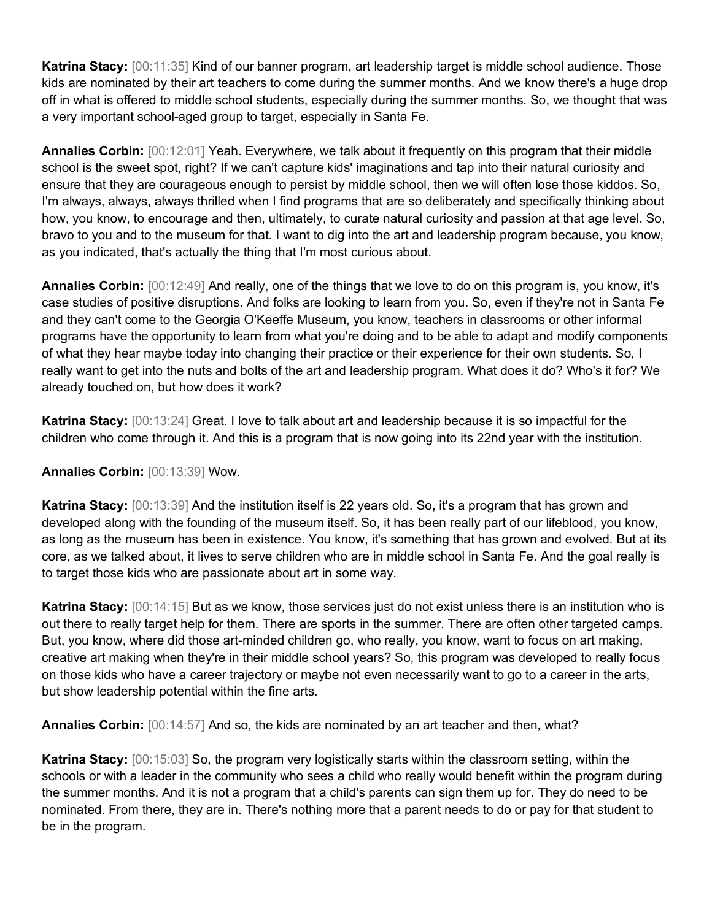**Katrina Stacy:** [00:11:35] Kind of our banner program, art leadership target is middle school audience. Those kids are nominated by their art teachers to come during the summer months. And we know there's a huge drop off in what is offered to middle school students, especially during the summer months. So, we thought that was a very important school-aged group to target, especially in Santa Fe.

**Annalies Corbin:** [00:12:01] Yeah. Everywhere, we talk about it frequently on this program that their middle school is the sweet spot, right? If we can't capture kids' imaginations and tap into their natural curiosity and ensure that they are courageous enough to persist by middle school, then we will often lose those kiddos. So, I'm always, always, always thrilled when I find programs that are so deliberately and specifically thinking about how, you know, to encourage and then, ultimately, to curate natural curiosity and passion at that age level. So, bravo to you and to the museum for that. I want to dig into the art and leadership program because, you know, as you indicated, that's actually the thing that I'm most curious about.

**Annalies Corbin:** [00:12:49] And really, one of the things that we love to do on this program is, you know, it's case studies of positive disruptions. And folks are looking to learn from you. So, even if they're not in Santa Fe and they can't come to the Georgia O'Keeffe Museum, you know, teachers in classrooms or other informal programs have the opportunity to learn from what you're doing and to be able to adapt and modify components of what they hear maybe today into changing their practice or their experience for their own students. So, I really want to get into the nuts and bolts of the art and leadership program. What does it do? Who's it for? We already touched on, but how does it work?

**Katrina Stacy:** [00:13:24] Great. I love to talk about art and leadership because it is so impactful for the children who come through it. And this is a program that is now going into its 22nd year with the institution.

**Annalies Corbin:** [00:13:39] Wow.

**Katrina Stacy:** [00:13:39] And the institution itself is 22 years old. So, it's a program that has grown and developed along with the founding of the museum itself. So, it has been really part of our lifeblood, you know, as long as the museum has been in existence. You know, it's something that has grown and evolved. But at its core, as we talked about, it lives to serve children who are in middle school in Santa Fe. And the goal really is to target those kids who are passionate about art in some way.

**Katrina Stacy:** [00:14:15] But as we know, those services just do not exist unless there is an institution who is out there to really target help for them. There are sports in the summer. There are often other targeted camps. But, you know, where did those art-minded children go, who really, you know, want to focus on art making, creative art making when they're in their middle school years? So, this program was developed to really focus on those kids who have a career trajectory or maybe not even necessarily want to go to a career in the arts, but show leadership potential within the fine arts.

**Annalies Corbin:** [00:14:57] And so, the kids are nominated by an art teacher and then, what?

**Katrina Stacy:** [00:15:03] So, the program very logistically starts within the classroom setting, within the schools or with a leader in the community who sees a child who really would benefit within the program during the summer months. And it is not a program that a child's parents can sign them up for. They do need to be nominated. From there, they are in. There's nothing more that a parent needs to do or pay for that student to be in the program.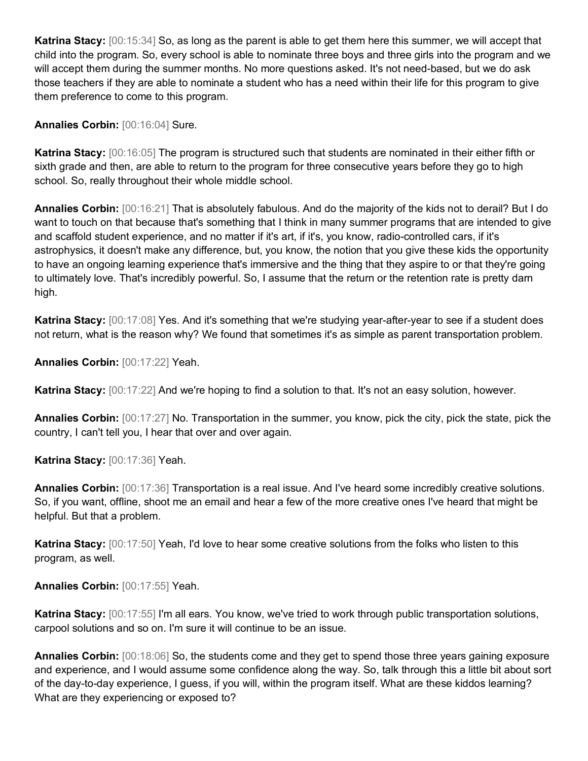**Katrina Stacy:** [00:15:34] So, as long as the parent is able to get them here this summer, we will accept that child into the program. So, every school is able to nominate three boys and three girls into the program and we will accept them during the summer months. No more questions asked. It's not need-based, but we do ask those teachers if they are able to nominate a student who has a need within their life for this program to give them preference to come to this program.

**Annalies Corbin:** [00:16:04] Sure.

**Katrina Stacy:** [00:16:05] The program is structured such that students are nominated in their either fifth or sixth grade and then, are able to return to the program for three consecutive years before they go to high school. So, really throughout their whole middle school.

**Annalies Corbin:** [00:16:21] That is absolutely fabulous. And do the majority of the kids not to derail? But I do want to touch on that because that's something that I think in many summer programs that are intended to give and scaffold student experience, and no matter if it's art, if it's, you know, radio-controlled cars, if it's astrophysics, it doesn't make any difference, but, you know, the notion that you give these kids the opportunity to have an ongoing learning experience that's immersive and the thing that they aspire to or that they're going to ultimately love. That's incredibly powerful. So, I assume that the return or the retention rate is pretty darn high.

**Katrina Stacy:** [00:17:08] Yes. And it's something that we're studying year-after-year to see if a student does not return, what is the reason why? We found that sometimes it's as simple as parent transportation problem.

**Annalies Corbin:** [00:17:22] Yeah.

**Katrina Stacy:** [00:17:22] And we're hoping to find a solution to that. It's not an easy solution, however.

**Annalies Corbin:** [00:17:27] No. Transportation in the summer, you know, pick the city, pick the state, pick the country, I can't tell you, I hear that over and over again.

**Katrina Stacy:** [00:17:36] Yeah.

**Annalies Corbin:** [00:17:36] Transportation is a real issue. And I've heard some incredibly creative solutions. So, if you want, offline, shoot me an email and hear a few of the more creative ones I've heard that might be helpful. But that a problem.

**Katrina Stacy:** [00:17:50] Yeah, I'd love to hear some creative solutions from the folks who listen to this program, as well.

**Annalies Corbin:** [00:17:55] Yeah.

**Katrina Stacy:** [00:17:55] I'm all ears. You know, we've tried to work through public transportation solutions, carpool solutions and so on. I'm sure it will continue to be an issue.

**Annalies Corbin:** [00:18:06] So, the students come and they get to spend those three years gaining exposure and experience, and I would assume some confidence along the way. So, talk through this a little bit about sort of the day-to-day experience, I guess, if you will, within the program itself. What are these kiddos learning? What are they experiencing or exposed to?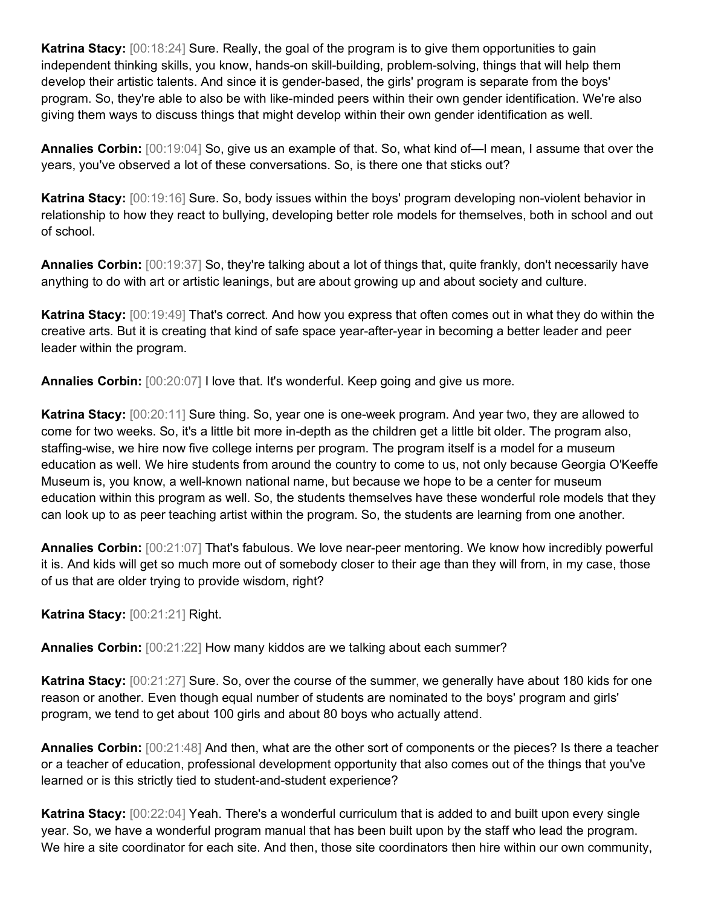**Katrina Stacy:** [00:18:24] Sure. Really, the goal of the program is to give them opportunities to gain independent thinking skills, you know, hands-on skill-building, problem-solving, things that will help them develop their artistic talents. And since it is gender-based, the girls' program is separate from the boys' program. So, they're able to also be with like-minded peers within their own gender identification. We're also giving them ways to discuss things that might develop within their own gender identification as well.

**Annalies Corbin:** [00:19:04] So, give us an example of that. So, what kind of—I mean, I assume that over the years, you've observed a lot of these conversations. So, is there one that sticks out?

**Katrina Stacy:** [00:19:16] Sure. So, body issues within the boys' program developing non-violent behavior in relationship to how they react to bullying, developing better role models for themselves, both in school and out of school.

**Annalies Corbin:** [00:19:37] So, they're talking about a lot of things that, quite frankly, don't necessarily have anything to do with art or artistic leanings, but are about growing up and about society and culture.

**Katrina Stacy:** [00:19:49] That's correct. And how you express that often comes out in what they do within the creative arts. But it is creating that kind of safe space year-after-year in becoming a better leader and peer leader within the program.

**Annalies Corbin:** [00:20:07] I love that. It's wonderful. Keep going and give us more.

**Katrina Stacy:** [00:20:11] Sure thing. So, year one is one-week program. And year two, they are allowed to come for two weeks. So, it's a little bit more in-depth as the children get a little bit older. The program also, staffing-wise, we hire now five college interns per program. The program itself is a model for a museum education as well. We hire students from around the country to come to us, not only because Georgia O'Keeffe Museum is, you know, a well-known national name, but because we hope to be a center for museum education within this program as well. So, the students themselves have these wonderful role models that they can look up to as peer teaching artist within the program. So, the students are learning from one another.

**Annalies Corbin:** [00:21:07] That's fabulous. We love near-peer mentoring. We know how incredibly powerful it is. And kids will get so much more out of somebody closer to their age than they will from, in my case, those of us that are older trying to provide wisdom, right?

**Katrina Stacy:** [00:21:21] Right.

**Annalies Corbin:** [00:21:22] How many kiddos are we talking about each summer?

**Katrina Stacy:** [00:21:27] Sure. So, over the course of the summer, we generally have about 180 kids for one reason or another. Even though equal number of students are nominated to the boys' program and girls' program, we tend to get about 100 girls and about 80 boys who actually attend.

**Annalies Corbin:** [00:21:48] And then, what are the other sort of components or the pieces? Is there a teacher or a teacher of education, professional development opportunity that also comes out of the things that you've learned or is this strictly tied to student-and-student experience?

**Katrina Stacy:** [00:22:04] Yeah. There's a wonderful curriculum that is added to and built upon every single year. So, we have a wonderful program manual that has been built upon by the staff who lead the program. We hire a site coordinator for each site. And then, those site coordinators then hire within our own community,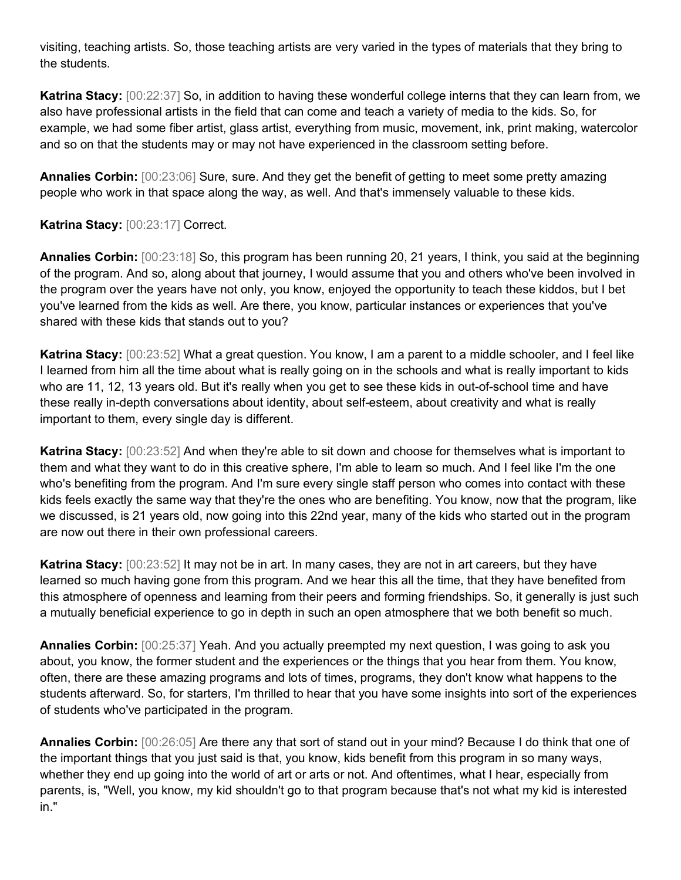visiting, teaching artists. So, those teaching artists are very varied in the types of materials that they bring to the students.

**Katrina Stacy:** [00:22:37] So, in addition to having these wonderful college interns that they can learn from, we also have professional artists in the field that can come and teach a variety of media to the kids. So, for example, we had some fiber artist, glass artist, everything from music, movement, ink, print making, watercolor and so on that the students may or may not have experienced in the classroom setting before.

**Annalies Corbin:** [00:23:06] Sure, sure. And they get the benefit of getting to meet some pretty amazing people who work in that space along the way, as well. And that's immensely valuable to these kids.

**Katrina Stacy:** [00:23:17] Correct.

**Annalies Corbin:** [00:23:18] So, this program has been running 20, 21 years, I think, you said at the beginning of the program. And so, along about that journey, I would assume that you and others who've been involved in the program over the years have not only, you know, enjoyed the opportunity to teach these kiddos, but I bet you've learned from the kids as well. Are there, you know, particular instances or experiences that you've shared with these kids that stands out to you?

**Katrina Stacy:** [00:23:52] What a great question. You know, I am a parent to a middle schooler, and I feel like I learned from him all the time about what is really going on in the schools and what is really important to kids who are 11, 12, 13 years old. But it's really when you get to see these kids in out-of-school time and have these really in-depth conversations about identity, about self-esteem, about creativity and what is really important to them, every single day is different.

**Katrina Stacy:** [00:23:52] And when they're able to sit down and choose for themselves what is important to them and what they want to do in this creative sphere, I'm able to learn so much. And I feel like I'm the one who's benefiting from the program. And I'm sure every single staff person who comes into contact with these kids feels exactly the same way that they're the ones who are benefiting. You know, now that the program, like we discussed, is 21 years old, now going into this 22nd year, many of the kids who started out in the program are now out there in their own professional careers.

**Katrina Stacy:** [00:23:52] It may not be in art. In many cases, they are not in art careers, but they have learned so much having gone from this program. And we hear this all the time, that they have benefited from this atmosphere of openness and learning from their peers and forming friendships. So, it generally is just such a mutually beneficial experience to go in depth in such an open atmosphere that we both benefit so much.

**Annalies Corbin:** [00:25:37] Yeah. And you actually preempted my next question, I was going to ask you about, you know, the former student and the experiences or the things that you hear from them. You know, often, there are these amazing programs and lots of times, programs, they don't know what happens to the students afterward. So, for starters, I'm thrilled to hear that you have some insights into sort of the experiences of students who've participated in the program.

**Annalies Corbin:** [00:26:05] Are there any that sort of stand out in your mind? Because I do think that one of the important things that you just said is that, you know, kids benefit from this program in so many ways, whether they end up going into the world of art or arts or not. And oftentimes, what I hear, especially from parents, is, "Well, you know, my kid shouldn't go to that program because that's not what my kid is interested in."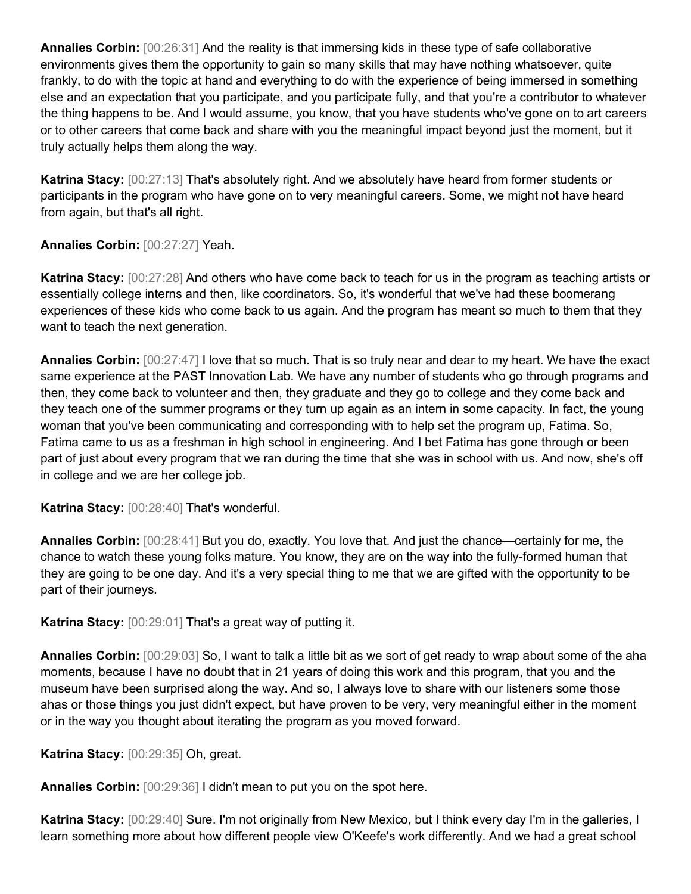**Annalies Corbin:** [00:26:31] And the reality is that immersing kids in these type of safe collaborative environments gives them the opportunity to gain so many skills that may have nothing whatsoever, quite frankly, to do with the topic at hand and everything to do with the experience of being immersed in something else and an expectation that you participate, and you participate fully, and that you're a contributor to whatever the thing happens to be. And I would assume, you know, that you have students who've gone on to art careers or to other careers that come back and share with you the meaningful impact beyond just the moment, but it truly actually helps them along the way.

**Katrina Stacy:** [00:27:13] That's absolutely right. And we absolutely have heard from former students or participants in the program who have gone on to very meaningful careers. Some, we might not have heard from again, but that's all right.

**Annalies Corbin:** [00:27:27] Yeah.

**Katrina Stacy:** [00:27:28] And others who have come back to teach for us in the program as teaching artists or essentially college interns and then, like coordinators. So, it's wonderful that we've had these boomerang experiences of these kids who come back to us again. And the program has meant so much to them that they want to teach the next generation.

**Annalies Corbin:** [00:27:47] I love that so much. That is so truly near and dear to my heart. We have the exact same experience at the PAST Innovation Lab. We have any number of students who go through programs and then, they come back to volunteer and then, they graduate and they go to college and they come back and they teach one of the summer programs or they turn up again as an intern in some capacity. In fact, the young woman that you've been communicating and corresponding with to help set the program up, Fatima. So, Fatima came to us as a freshman in high school in engineering. And I bet Fatima has gone through or been part of just about every program that we ran during the time that she was in school with us. And now, she's off in college and we are her college job.

**Katrina Stacy:** [00:28:40] That's wonderful.

**Annalies Corbin:** [00:28:41] But you do, exactly. You love that. And just the chance—certainly for me, the chance to watch these young folks mature. You know, they are on the way into the fully-formed human that they are going to be one day. And it's a very special thing to me that we are gifted with the opportunity to be part of their journeys.

**Katrina Stacy:** [00:29:01] That's a great way of putting it.

**Annalies Corbin:** [00:29:03] So, I want to talk a little bit as we sort of get ready to wrap about some of the aha moments, because I have no doubt that in 21 years of doing this work and this program, that you and the museum have been surprised along the way. And so, I always love to share with our listeners some those ahas or those things you just didn't expect, but have proven to be very, very meaningful either in the moment or in the way you thought about iterating the program as you moved forward.

**Katrina Stacy:** [00:29:35] Oh, great.

**Annalies Corbin:** [00:29:36] I didn't mean to put you on the spot here.

**Katrina Stacy:** [00:29:40] Sure. I'm not originally from New Mexico, but I think every day I'm in the galleries, I learn something more about how different people view O'Keefe's work differently. And we had a great school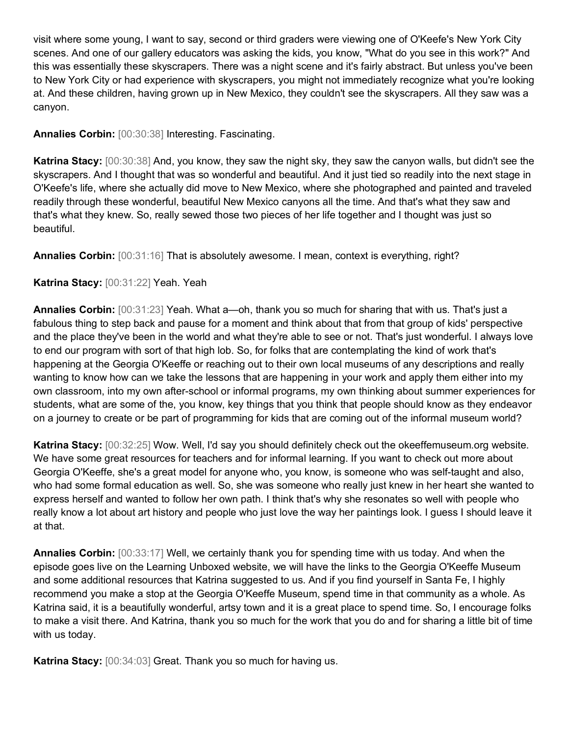visit where some young, I want to say, second or third graders were viewing one of O'Keefe's New York City scenes. And one of our gallery educators was asking the kids, you know, "What do you see in this work?" And this was essentially these skyscrapers. There was a night scene and it's fairly abstract. But unless you've been to New York City or had experience with skyscrapers, you might not immediately recognize what you're looking at. And these children, having grown up in New Mexico, they couldn't see the skyscrapers. All they saw was a canyon.

**Annalies Corbin:** [00:30:38] Interesting. Fascinating.

**Katrina Stacy:** [00:30:38] And, you know, they saw the night sky, they saw the canyon walls, but didn't see the skyscrapers. And I thought that was so wonderful and beautiful. And it just tied so readily into the next stage in O'Keefe's life, where she actually did move to New Mexico, where she photographed and painted and traveled readily through these wonderful, beautiful New Mexico canyons all the time. And that's what they saw and that's what they knew. So, really sewed those two pieces of her life together and I thought was just so beautiful.

**Annalies Corbin:** [00:31:16] That is absolutely awesome. I mean, context is everything, right?

**Katrina Stacy:** [00:31:22] Yeah. Yeah

**Annalies Corbin:** [00:31:23] Yeah. What a—oh, thank you so much for sharing that with us. That's just a fabulous thing to step back and pause for a moment and think about that from that group of kids' perspective and the place they've been in the world and what they're able to see or not. That's just wonderful. I always love to end our program with sort of that high lob. So, for folks that are contemplating the kind of work that's happening at the Georgia O'Keeffe or reaching out to their own local museums of any descriptions and really wanting to know how can we take the lessons that are happening in your work and apply them either into my own classroom, into my own after-school or informal programs, my own thinking about summer experiences for students, what are some of the, you know, key things that you think that people should know as they endeavor on a journey to create or be part of programming for kids that are coming out of the informal museum world?

**Katrina Stacy:** [00:32:25] Wow. Well, I'd say you should definitely check out the okeeffemuseum.org website. We have some great resources for teachers and for informal learning. If you want to check out more about Georgia O'Keeffe, she's a great model for anyone who, you know, is someone who was self-taught and also, who had some formal education as well. So, she was someone who really just knew in her heart she wanted to express herself and wanted to follow her own path. I think that's why she resonates so well with people who really know a lot about art history and people who just love the way her paintings look. I guess I should leave it at that.

**Annalies Corbin:** [00:33:17] Well, we certainly thank you for spending time with us today. And when the episode goes live on the Learning Unboxed website, we will have the links to the Georgia O'Keeffe Museum and some additional resources that Katrina suggested to us. And if you find yourself in Santa Fe, I highly recommend you make a stop at the Georgia O'Keeffe Museum, spend time in that community as a whole. As Katrina said, it is a beautifully wonderful, artsy town and it is a great place to spend time. So, I encourage folks to make a visit there. And Katrina, thank you so much for the work that you do and for sharing a little bit of time with us today.

**Katrina Stacy:** [00:34:03] Great. Thank you so much for having us.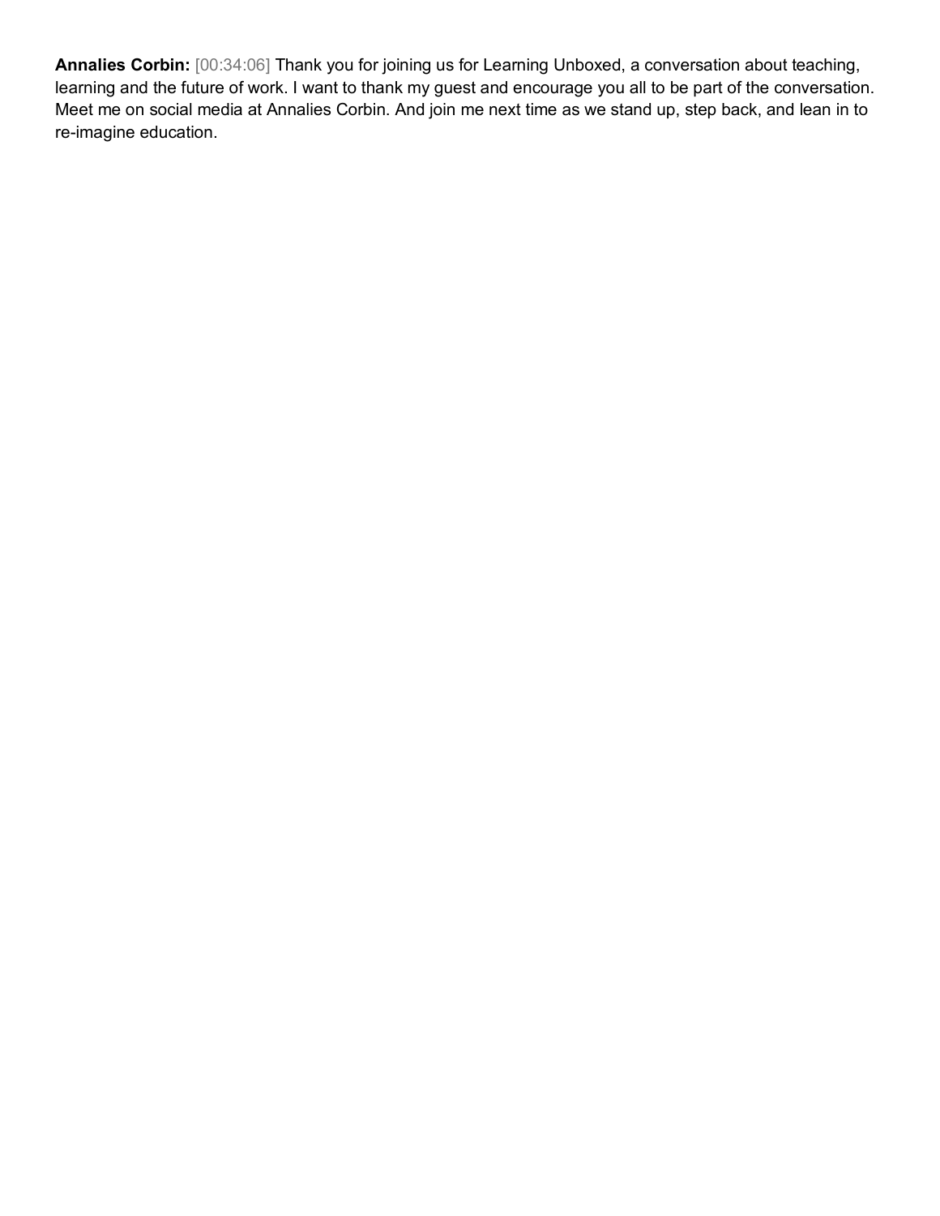**Annalies Corbin:** [00:34:06] Thank you for joining us for Learning Unboxed, a conversation about teaching, learning and the future of work. I want to thank my guest and encourage you all to be part of the conversation. Meet me on social media at Annalies Corbin. And join me next time as we stand up, step back, and lean in to re-imagine education.